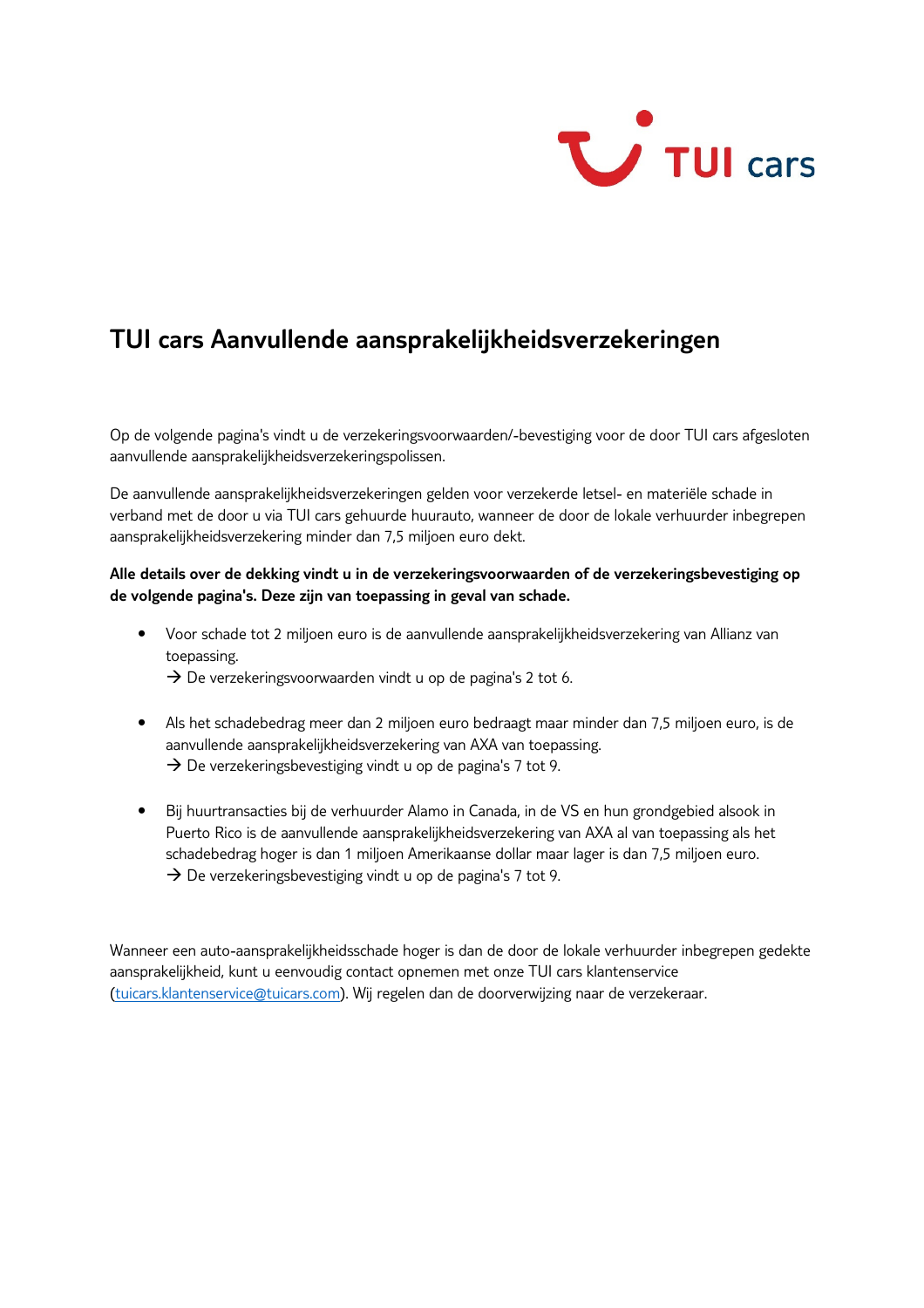# TUI cars Aanvullende aansprakelijkheidsverzekeringen

Op de volgende pagina's vindt u de verzekeringsvoorwaarden/-bevestiging voor de door TUI cars afgesloten aanvullende aansprakelijkheidsverzekeringspolissen.

De aanvullende aansprakelijkheidsverzekeringen gelden voor verzekerde letsel- en materiële schade in verband met de door u via TUI cars gehuurde huurauto, wanneer de door de lokale verhuurder inbegrepen aansprakelijkheidsverzekering minder dan 7,5 miljoen euro dekt.

**Alle details over de dekking vindt u in de verzekeringsvoorwaarden of de verzekeringsbevestiging op de volgende pagina's. Deze zijn van toepassing in geval van schade.**

- Voor schade tot 2 miljoen euro is de aanvullende aansprakelijkheidsverzekering van Allianz van toepassing.
  → De verzekeringsvoorwaarden vindt u op de pagina's 2 tot 6.

- Als het schadebedrag meer dan 2 miljoen euro bedraagt maar minder dan 7,5 miljoen euro, is de aanvullende aansprakelijkheidsverzekering van AXA van toepassing.
  → De verzekeringsbevestiging vindt u op de pagina's 7 tot 9.

- Bij huurtransacties bij de verhuurder Alamo in Canada, in de VS en hun grondgebied alsook in Puerto Rico is de aanvullende aansprakelijkheidsverzekering van AXA al van toepassing als het schadebedrag hoger is dan 1 miljoen Amerikaanse dollar maar lager is dan 7,5 miljoen euro.
  → De verzekeringsbevestiging vindt u op de pagina's 7 tot 9.

Wanneer een auto-aansprakelijkheidsschade hoger is dan de door de lokale verhuurder inbegrepen gedekte aansprakelijkheid, kunt u eenvoudig contact opnemen met onze TUI cars klantenservice (tuicars.klantenservice@tuicars.com). Wij regelen dan de doorverwijzing naar de verzekeraar.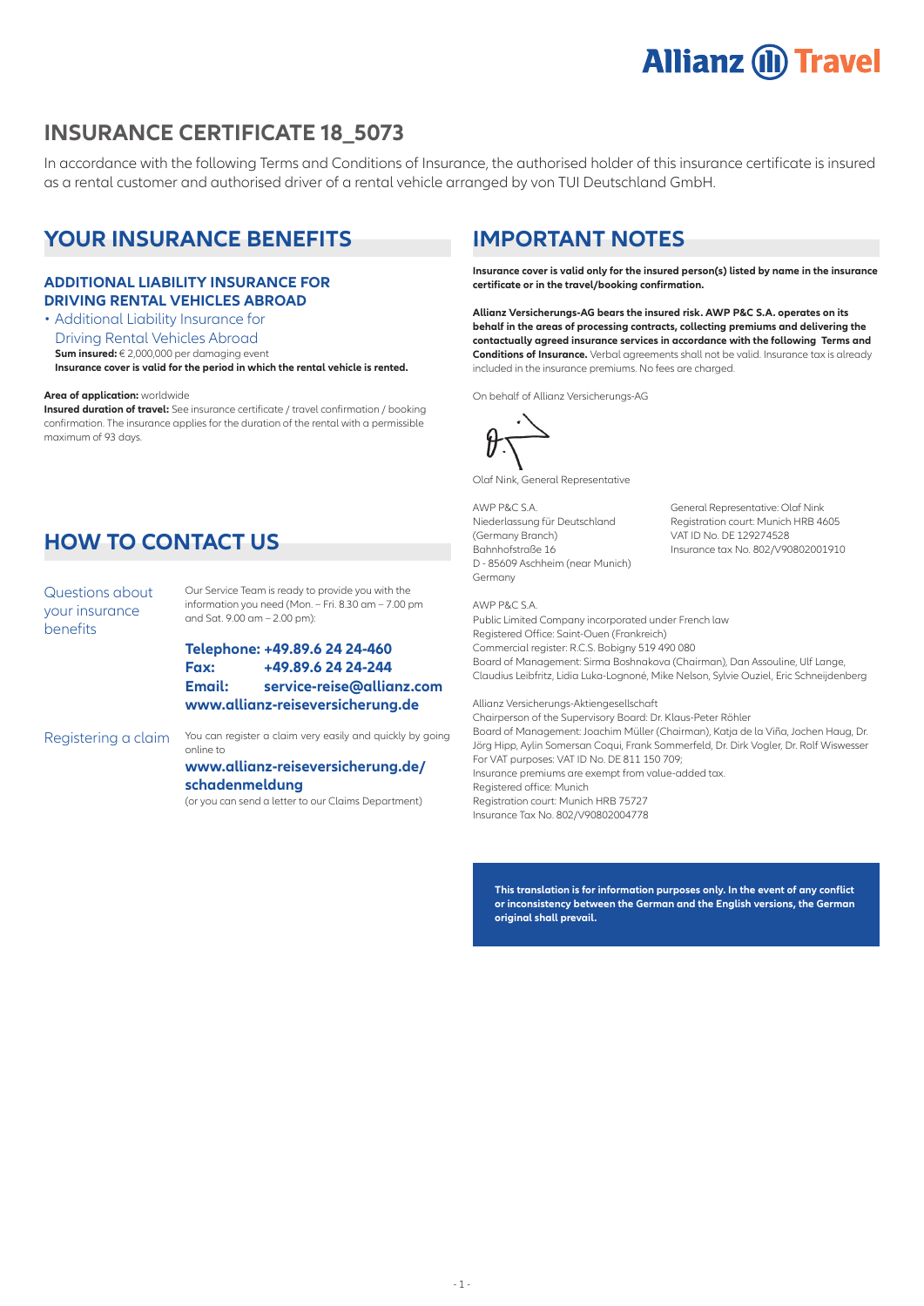# INSURANCE CERTIFICATE 18_5073

In accordance with the following Terms and Conditions of Insurance, the authorised holder of this insurance certificate is insured as a rental customer and authorised driver of a rental vehicle arranged by von TUI Deutschland GmbH.

## YOUR INSURANCE BENEFITS

### ADDITIONAL LIABILITY INSURANCE FOR DRIVING RENTAL VEHICLES ABROAD

- Additional Liability Insurance for Driving Rental Vehicles Abroad

**Sum insured:** € 2,000,000 per damaging event
**Insurance cover is valid for the period in which the rental vehicle is rented.**

**Area of application:** worldwide
**Insured duration of travel:** See insurance certificate / travel confirmation / booking confirmation. The insurance applies for the duration of the rental with a permissible maximum of 93 days.

## HOW TO CONTACT US

**Questions about your insurance benefits**

Our Service Team is ready to provide you with the information you need (Mon. – Fri. 8.30 am – 7.00 pm and Sat. 9.00 am – 2.00 pm):

**Telephone: +49.89.6 24 24-460**
**Fax: +49.89.6 24 24-244**
**Email: service-reise@allianz.com**
**www.allianz-reiseversicherung.de**

**Registering a claim**

You can register a claim very easily and quickly by going online to

**www.allianz-reiseversicherung.de/schadenmeldung**

(or you can send a letter to our Claims Department)

## IMPORTANT NOTES

**Insurance cover is valid only for the insured person(s) listed by name in the insurance certificate or in the travel/booking confirmation.**

**Allianz Versicherungs-AG bears the insured risk. AWP P&C S.A. operates on its behalf in the areas of processing contracts, collecting premiums and delivering the contactually agreed insurance services in accordance with the following Terms and Conditions of Insurance.** Verbal agreements shall not be valid. Insurance tax is already included in the insurance premiums. No fees are charged.

On behalf of Allianz Versicherungs-AG

Olaf Nink, General Representative

AWP P&C S.A.
Niederlassung für Deutschland (Germany Branch)
Bahnhofstraße 16
D - 85609 Aschheim (near Munich)
Germany

General Representative: Olaf Nink
Registration court: Munich HRB 4605
VAT ID No. DE 129274528
Insurance tax No. 802/V90802001910

AWP P&C S.A.
Public Limited Company incorporated under French law
Registered Office: Saint-Ouen (Frankreich)
Commercial register: R.C.S. Bobigny 519 490 080
Board of Management: Sirma Boshnakova (Chairman), Dan Assouline, Ulf Lange, Claudius Leibfritz, Lidia Luka-Lognoné, Mike Nelson, Sylvie Ouziel, Eric Schneijdenberg

Allianz Versicherungs-Aktiengesellschaft
Chairperson of the Supervisory Board: Dr. Klaus-Peter Röhler
Board of Management: Joachim Müller (Chairman), Katja de la Viña, Jochen Haug, Dr. Jörg Hipp, Aylin Somersan Coqui, Frank Sommerfeld, Dr. Dirk Vogler, Dr. Rolf Wiswesser
For VAT purposes: VAT ID No. DE 811 150 709;
Insurance premiums are exempt from value-added tax.
Registered office: Munich
Registration court: Munich HRB 75727
Insurance Tax No. 802/V90802004778

**This translation is for information purposes only. In the event of any conflict or inconsistency between the German and the English versions, the German original shall prevail.**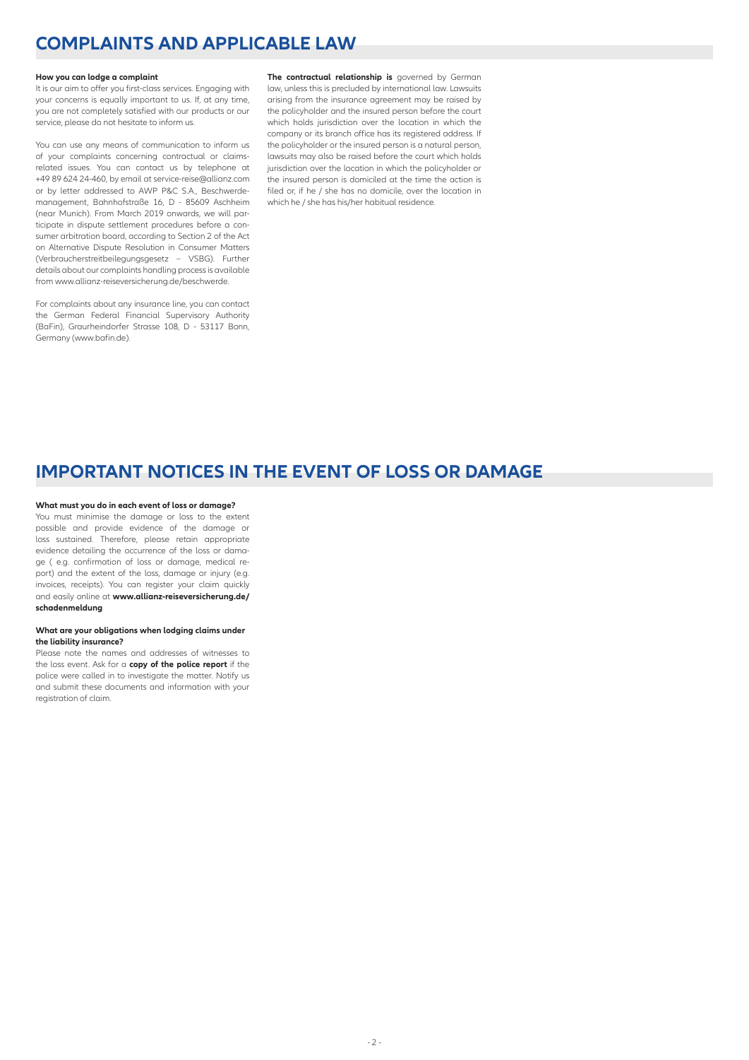# COMPLAINTS AND APPLICABLE LAW

**How you can lodge a complaint**

It is our aim to offer you first-class services. Engaging with your concerns is equally important to us. If, at any time, you are not completely satisfied with our products or our service, please do not hesitate to inform us.

You can use any means of communication to inform us of your complaints concerning contractual or claims-related issues. You can contact us by telephone at +49 89 624 24-460, by email at service-reise@allianz.com or by letter addressed to AWP P&C S.A., Beschwerdemanagement, Bahnhofstraße 16, D - 85609 Aschheim (near Munich). From March 2019 onwards, we will participate in dispute settlement procedures before a consumer arbitration board, according to Section 2 of the Act on Alternative Dispute Resolution in Consumer Matters (Verbraucherstreitbeilegungsgesetz – VSBG). Further details about our complaints handling process is available from www.allianz-reiseversicherung.de/beschwerde.

For complaints about any insurance line, you can contact the German Federal Financial Supervisory Authority (BaFin), Graurheindorfer Strasse 108, D - 53117 Bonn, Germany (www.bafin.de).

**The contractual relationship is** governed by German law, unless this is precluded by international law. Lawsuits arising from the insurance agreement may be raised by the policyholder and the insured person before the court which holds jurisdiction over the location in which the company or its branch office has its registered address. If the policyholder or the insured person is a natural person, lawsuits may also be raised before the court which holds jurisdiction over the location in which the policyholder or the insured person is domiciled at the time the action is filed or, if he / she has no domicile, over the location in which he / she has his/her habitual residence.

# IMPORTANT NOTICES IN THE EVENT OF LOSS OR DAMAGE

**What must you do in each event of loss or damage?**

You must minimise the damage or loss to the extent possible and provide evidence of the damage or loss sustained. Therefore, please retain appropriate evidence detailing the occurrence of the loss or damage ( e.g. confirmation of loss or damage, medical report) and the extent of the loss, damage or injury (e.g. invoices, receipts). You can register your claim quickly and easily online at **www.allianz-reiseversicherung.de/schadenmeldung**

**What are your obligations when lodging claims under the liability insurance?**

Please note the names and addresses of witnesses to the loss event. Ask for a **copy of the police report** if the police were called in to investigate the matter. Notify us and submit these documents and information with your registration of claim.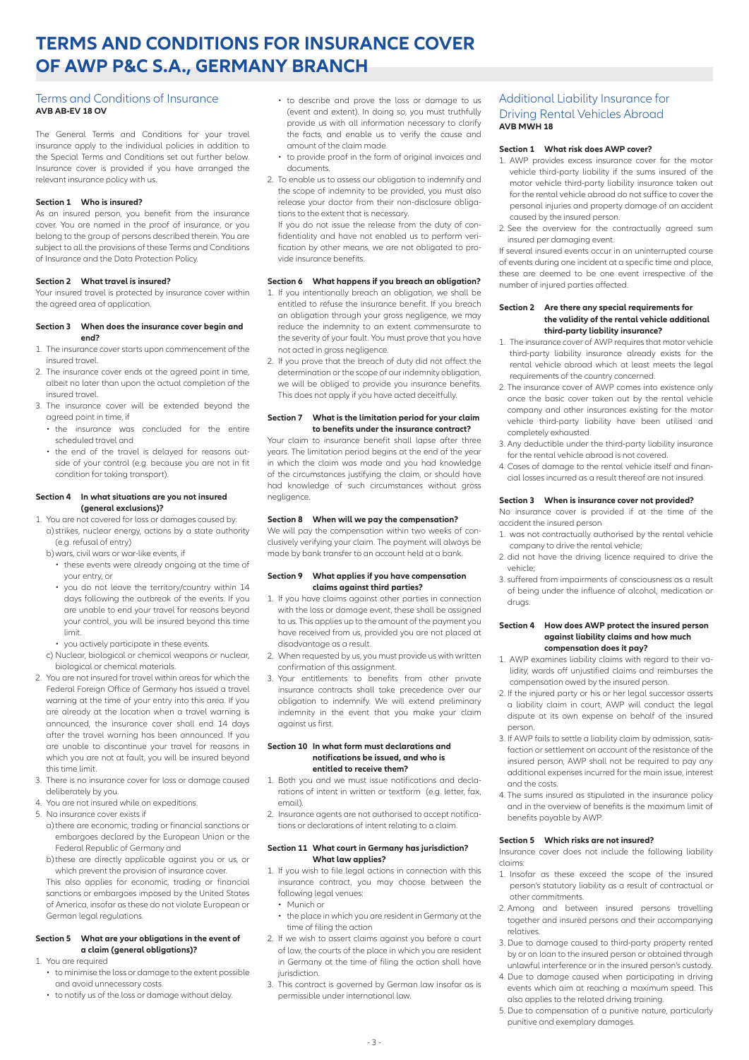# TERMS AND CONDITIONS FOR INSURANCE COVER OF AWP P&C S.A., GERMANY BRANCH

## Terms and Conditions of Insurance
**AVB AB-EV 18 OV**

The General Terms and Conditions for your travel insurance apply to the individual policies in addition to the Special Terms and Conditions set out further below. Insurance cover is provided if you have arranged the relevant insurance policy with us.

### Section 1 Who is insured?

As an insured person, you benefit from the insurance cover. You are named in the proof of insurance, or you belong to the group of persons described therein. You are subject to all the provisions of these Terms and Conditions of Insurance and the Data Protection Policy.

### Section 2 What travel is insured?

Your insured travel is protected by insurance cover within the agreed area of application.

### Section 3 When does the insurance cover begin and end?

1. The insurance cover starts upon commencement of the insured travel.
2. The insurance cover ends at the agreed point in time, albeit no later than upon the actual completion of the insured travel.
3. The insurance cover will be extended beyond the agreed point in time, if
   - the insurance was concluded for the entire scheduled travel and
   - the end of the travel is delayed for reasons outside of your control (e.g. because you are not in fit condition for taking transport).

### Section 4 In what situations are you not insured (general exclusions)?

1. You are not covered for loss or damages caused by:
   a) strikes, nuclear energy, actions by a state authority (e.g. refusal of entry)
   b) wars, civil wars or war-like events, if
      - these events were already ongoing at the time of your entry, or
      - you do not leave the territory/country within 14 days following the outbreak of the events. If you are unable to end your travel for reasons beyond your control, you will be insured beyond this time limit.
      - you actively participate in these events.
   c) Nuclear, biological or chemical weapons or nuclear, biological or chemical materials.
2. You are not insured for travel within areas for which the Federal Foreign Office of Germany has issued a travel warning at the time of your entry into this area. If you are already at the location when a travel warning is announced, the insurance cover shall end 14 days after the travel warning has been announced. If you are unable to discontinue your travel for reasons in which you are not at fault, you will be insured beyond this time limit.
3. There is no insurance cover for loss or damage caused deliberately by you.
4. You are not insured while on expeditions.
5. No insurance cover exists if
   a) there are economic, trading or financial sanctions or embargoes declared by the European Union or the Federal Republic of Germany and
   b) these are directly applicable against you or us, or which prevent the provision of insurance cover.

   This also applies for economic, trading or financial sanctions or embargoes imposed by the United States of America, insofar as these do not violate European or German legal regulations.

### Section 5 What are your obligations in the event of a claim (general obligations)?

1. You are required
   - to minimise the loss or damage to the extent possible and avoid unnecessary costs.
   - to notify us of the loss or damage without delay.
   - to describe and prove the loss or damage to us (event and extent). In doing so, you must truthfully provide us with all information necessary to clarify the facts, and enable us to verify the cause and amount of the claim made.
   - to provide proof in the form of original invoices and documents.
2. To enable us to assess our obligation to indemnify and the scope of indemnity to be provided, you must also release your doctor from their non-disclosure obligations to the extent that is necessary.

   If you do not issue the release from the duty of confidentiality and have not enabled us to perform verification by other means, we are not obligated to provide insurance benefits.

### Section 6 What happens if you breach an obligation?

1. If you intentionally breach an obligation, we shall be entitled to refuse the insurance benefit. If you breach an obligation through your gross negligence, we may reduce the indemnity to an extent commensurate to the severity of your fault. You must prove that you have not acted in gross negligence.
2. If you prove that the breach of duty did not affect the determination or the scope of our indemnity obligation, we will be obliged to provide you insurance benefits. This does not apply if you have acted deceitfully.

### Section 7 What is the limitation period for your claim to benefits under the insurance contract?

Your claim to insurance benefit shall lapse after three years. The limitation period begins at the end of the year in which the claim was made and you had knowledge of the circumstances justifying the claim, or should have had knowledge of such circumstances without gross negligence.

### Section 8 When will we pay the compensation?

We will pay the compensation within two weeks of conclusively verifying your claim. The payment will always be made by bank transfer to an account held at a bank.

### Section 9 What applies if you have compensation claims against third parties?

1. If you have claims against other parties in connection with the loss or damage event, these shall be assigned to us. This applies up to the amount of the payment you have received from us, provided you are not placed at disadvantage as a result.
2. When requested by us, you must provide us with written confirmation of this assignment.
3. Your entitlements to benefits from other private insurance contracts shall take precedence over our obligation to indemnify. We will extend preliminary indemnity in the event that you make your claim against us first.

### Section 10 In what form must declarations and notifications be issued, and who is entitled to receive them?

1. Both you and we must issue notifications and declarations of intent in written or textform (e.g. letter, fax, email).
2. Insurance agents are not authorised to accept notifications or declarations of intent relating to a claim.

### Section 11 What court in Germany has jurisdiction? What law applies?

1. If you wish to file legal actions in connection with this insurance contract, you may choose between the following legal venues:
   - Munich or
   - the place in which you are resident in Germany at the time of filing the action
2. If we wish to assert claims against you before a court of law, the courts of the place in which you are resident in Germany at the time of filing the action shall have jurisdiction.
3. This contract is governed by German law insofar as is permissible under international law.

## Additional Liability Insurance for Driving Rental Vehicles Abroad
**AVB MWH 18**

### Section 1 What risk does AWP cover?

1. AWP provides excess insurance cover for the motor vehicle third-party liability if the sums insured of the motor vehicle third-party liability insurance taken out for the rental vehicle abroad do not suffice to cover the personal injuries and property damage of an accident caused by the insured person.
2. See the overview for the contractually agreed sum insured per damaging event.

If several insured events occur in an uninterrupted course of events during one incident at a specific time and place, these are deemed to be one event irrespective of the number of injured parties affected.

### Section 2 Are there any special requirements for the validity of the rental vehicle additional third-party liability insurance?

1. The insurance cover of AWP requires that motor vehicle third-party liability insurance already exists for the rental vehicle abroad which at least meets the legal requirements of the country concerned.
2. The insurance cover of AWP comes into existence only once the basic cover taken out by the rental vehicle company and other insurances existing for the motor vehicle third-party liability have been utilised and completely exhausted.
3. Any deductible under the third-party liability insurance for the rental vehicle abroad is not covered.
4. Cases of damage to the rental vehicle itself and financial losses incurred as a result thereof are not insured.

### Section 3 When is insurance cover not provided?

No insurance cover is provided if at the time of the accident the insured person

1. was not contractually authorised by the rental vehicle company to drive the rental vehicle;
2. did not have the driving licence required to drive the vehicle;
3. suffered from impairments of consciousness as a result of being under the influence of alcohol, medication or drugs.

### Section 4 How does AWP protect the insured person against liability claims and how much compensation does it pay?

1. AWP examines liability claims with regard to their validity, wards off unjustified claims and reimburses the compensation owed by the insured person.
2. If the injured party or his or her legal successor asserts a liability claim in court, AWP will conduct the legal dispute at its own expense on behalf of the insured person.
3. If AWP fails to settle a liability claim by admission, satisfaction or settlement on account of the resistance of the insured person, AWP shall not be required to pay any additional expenses incurred for the main issue, interest and the costs.
4. The sums insured as stipulated in the insurance policy and in the overview of benefits is the maximum limit of benefits payable by AWP.

### Section 5 Which risks are not insured?

Insurance cover does not include the following liability claims:

1. Insofar as these exceed the scope of the insured person's statutory liability as a result of contractual or other commitments.
2. Among and between insured persons travelling together and insured persons and their accompanying relatives.
3. Due to damage caused to third-party property rented by or on loan to the insured person or obtained through unlawful interference or in the insured person's custody.
4. Due to damage caused when participating in driving events which aim at reaching a maximum speed. This also applies to the related driving training.
5. Due to compensation of a punitive nature, particularly punitive and exemplary damages.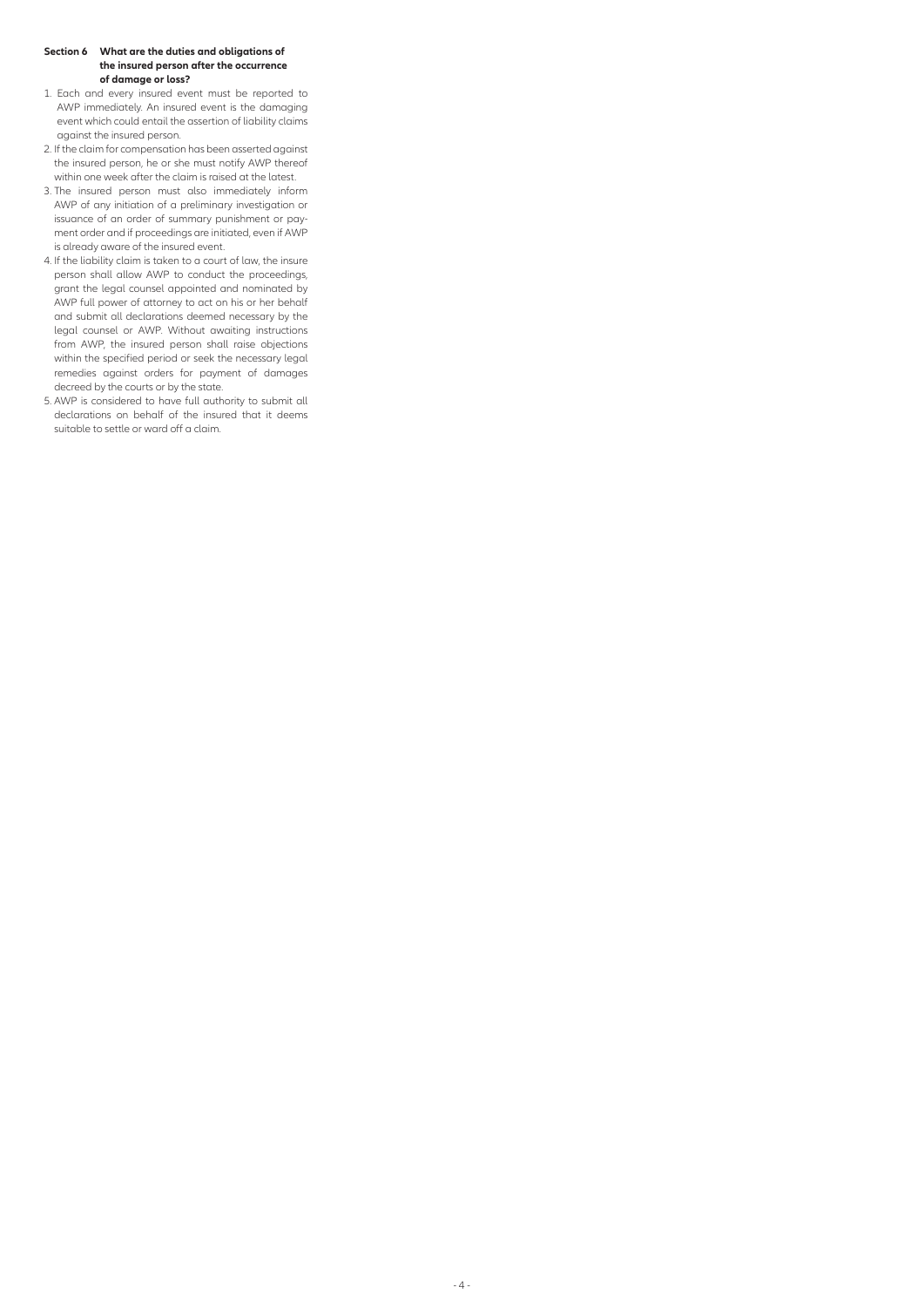## Section 6 What are the duties and obligations of the insured person after the occurrence of damage or loss?

1. Each and every insured event must be reported to AWP immediately. An insured event is the damaging event which could entail the assertion of liability claims against the insured person.
2. If the claim for compensation has been asserted against the insured person, he or she must notify AWP thereof within one week after the claim is raised at the latest.
3. The insured person must also immediately inform AWP of any initiation of a preliminary investigation or issuance of an order of summary punishment or payment order and if proceedings are initiated, even if AWP is already aware of the insured event.
4. If the liability claim is taken to a court of law, the insure person shall allow AWP to conduct the proceedings, grant the legal counsel appointed and nominated by AWP full power of attorney to act on his or her behalf and submit all declarations deemed necessary by the legal counsel or AWP. Without awaiting instructions from AWP, the insured person shall raise objections within the specified period or seek the necessary legal remedies against orders for payment of damages decreed by the courts or by the state.
5. AWP is considered to have full authority to submit all declarations on behalf of the insured that it deems suitable to settle or ward off a claim.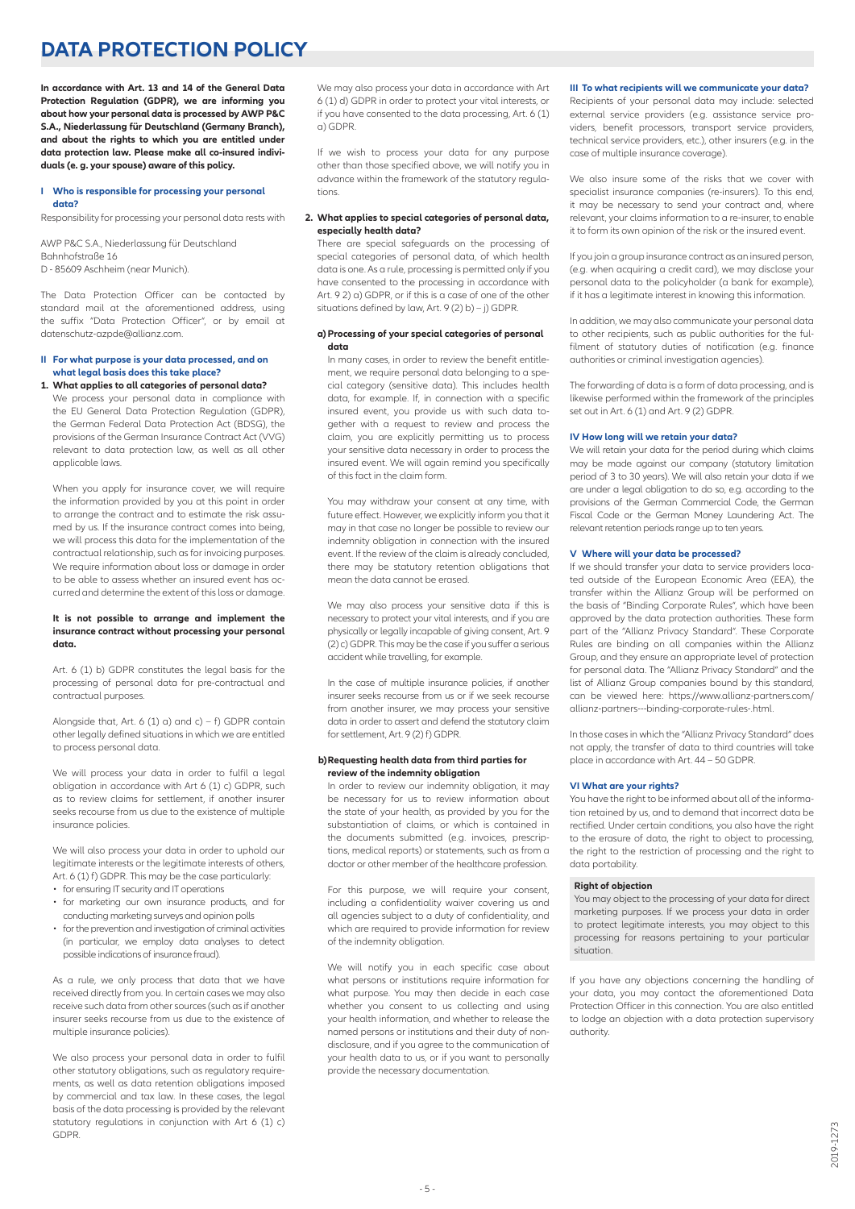# DATA PROTECTION POLICY

**In accordance with Art. 13 and 14 of the General Data Protection Regulation (GDPR), we are informing you about how your personal data is processed by AWP P&C S.A., Niederlassung für Deutschland (Germany Branch), and about the rights to which you are entitled under data protection law. Please make all co-insured individuals (e. g. your spouse) aware of this policy.**

## I Who is responsible for processing your personal data?

Responsibility for processing your personal data rests with

AWP P&C S.A., Niederlassung für Deutschland
Bahnhofstraße 16
D - 85609 Aschheim (near Munich).

The Data Protection Officer can be contacted by standard mail at the aforementioned address, using the suffix "Data Protection Officer", or by email at datenschutz-azpde@allianz.com.

## II For what purpose is your data processed, and on what legal basis does this take place?

### 1. What applies to all categories of personal data?

We process your personal data in compliance with the EU General Data Protection Regulation (GDPR), the German Federal Data Protection Act (BDSG), the provisions of the German Insurance Contract Act (VVG) relevant to data protection law, as well as all other applicable laws.

When you apply for insurance cover, we will require the information provided by you at this point in order to arrange the contract and to estimate the risk assumed by us. If the insurance contract comes into being, we will process this data for the implementation of the contractual relationship, such as for invoicing purposes. We require information about loss or damage in order to be able to assess whether an insured event has occurred and determine the extent of this loss or damage.

**It is not possible to arrange and implement the insurance contract without processing your personal data.**

Art. 6 (1) b) GDPR constitutes the legal basis for the processing of personal data for pre-contractual and contractual purposes.

Alongside that, Art. 6 (1) a) and c) – f) GDPR contain other legally defined situations in which we are entitled to process personal data.

We will process your data in order to fulfil a legal obligation in accordance with Art 6 (1) c) GDPR, such as to review claims for settlement, if another insurer seeks recourse from us due to the existence of multiple insurance policies.

We will also process your data in order to uphold our legitimate interests or the legitimate interests of others, Art. 6 (1) f) GDPR. This may be the case particularly:

- for ensuring IT security and IT operations
- for marketing our own insurance products, and for conducting marketing surveys and opinion polls
- for the prevention and investigation of criminal activities (in particular, we employ data analyses to detect possible indications of insurance fraud).

As a rule, we only process that data that we have received directly from you. In certain cases we may also receive such data from other sources (such as if another insurer seeks recourse from us due to the existence of multiple insurance policies).

We also process your personal data in order to fulfil other statutory obligations, such as regulatory requirements, as well as data retention obligations imposed by commercial and tax law. In these cases, the legal basis of the data processing is provided by the relevant statutory regulations in conjunction with Art 6 (1) c) GDPR.

We may also process your data in accordance with Art 6 (1) d) GDPR in order to protect your vital interests, or if you have consented to the data processing, Art. 6 (1) a) GDPR.

If we wish to process your data for any purpose other than those specified above, we will notify you in advance within the framework of the statutory regulations.

### 2. What applies to special categories of personal data, especially health data?

There are special safeguards on the processing of special categories of personal data, of which health data is one. As a rule, processing is permitted only if you have consented to the processing in accordance with Art. 9 2) a) GDPR, or if this is a case of one of the other situations defined by law, Art. 9 (2) b) – j) GDPR.

#### a) Processing of your special categories of personal data

In many cases, in order to review the benefit entitlement, we require personal data belonging to a special category (sensitive data). This includes health data, for example. If, in connection with a specific insured event, you provide us with such data together with a request to review and process the claim, you are explicitly permitting us to process your sensitive data necessary in order to process the insured event. We will again remind you specifically of this fact in the claim form.

You may withdraw your consent at any time, with future effect. However, we explicitly inform you that it may in that case no longer be possible to review our indemnity obligation in connection with the insured event. If the review of the claim is already concluded, there may be statutory retention obligations that mean the data cannot be erased.

We may also process your sensitive data if this is necessary to protect your vital interests, and if you are physically or legally incapable of giving consent, Art. 9 (2) c) GDPR. This may be the case if you suffer a serious accident while travelling, for example.

In the case of multiple insurance policies, if another insurer seeks recourse from us or if we seek recourse from another insurer, we may process your sensitive data in order to assert and defend the statutory claim for settlement, Art. 9 (2) f) GDPR.

#### b) Requesting health data from third parties for review of the indemnity obligation

In order to review our indemnity obligation, it may be necessary for us to review information about the state of your health, as provided by you for the substantiation of claims, or which is contained in the documents submitted (e.g. invoices, prescriptions, medical reports) or statements, such as from a doctor or other member of the healthcare profession.

For this purpose, we will require your consent, including a confidentiality waiver covering us and all agencies subject to a duty of confidentiality, and which are required to provide information for review of the indemnity obligation.

We will notify you in each specific case about what persons or institutions require information for what purpose. You may then decide in each case whether you consent to us collecting and using your health information, and whether to release the named persons or institutions and their duty of non-disclosure, and if you agree to the communication of your health data to us, or if you want to personally provide the necessary documentation.

## III To what recipients will we communicate your data?

Recipients of your personal data may include: selected external service providers (e.g. assistance service providers, benefit processors, transport service providers, technical service providers, etc.), other insurers (e.g. in the case of multiple insurance coverage).

We also insure some of the risks that we cover with specialist insurance companies (re-insurers). To this end, it may be necessary to send your contract and, where relevant, your claims information to a re-insurer, to enable it to form its own opinion of the risk or the insured event.

If you join a group insurance contract as an insured person, (e.g. when acquiring a credit card), we may disclose your personal data to the policyholder (a bank for example), if it has a legitimate interest in knowing this information.

In addition, we may also communicate your personal data to other recipients, such as public authorities for the fulfilment of statutory duties of notification (e.g. finance authorities or criminal investigation agencies).

The forwarding of data is a form of data processing, and is likewise performed within the framework of the principles set out in Art. 6 (1) and Art. 9 (2) GDPR.

## IV How long will we retain your data?

We will retain your data for the period during which claims may be made against our company (statutory limitation period of 3 to 30 years). We will also retain your data if we are under a legal obligation to do so, e.g. according to the provisions of the German Commercial Code, the German Fiscal Code or the German Money Laundering Act. The relevant retention periods range up to ten years.

## V Where will your data be processed?

If we should transfer your data to service providers located outside of the European Economic Area (EEA), the transfer within the Allianz Group will be performed on the basis of "Binding Corporate Rules", which have been approved by the data protection authorities. These form part of the "Allianz Privacy Standard". These Corporate Rules are binding on all companies within the Allianz Group, and they ensure an appropriate level of protection for personal data. The "Allianz Privacy Standard" and the list of Allianz Group companies bound by this standard, can be viewed here: https://www.allianz-partners.com/allianz-partners---binding-corporate-rules-.html.

In those cases in which the "Allianz Privacy Standard" does not apply, the transfer of data to third countries will take place in accordance with Art. 44 – 50 GDPR.

## VI What are your rights?

You have the right to be informed about all of the information retained by us, and to demand that incorrect data be rectified. Under certain conditions, you also have the right to the erasure of data, the right to object to processing, the right to the restriction of processing and the right to data portability.

**Right of objection**

You may object to the processing of your data for direct marketing purposes. If we process your data in order to protect legitimate interests, you may object to this processing for reasons pertaining to your particular situation.

If you have any objections concerning the handling of your data, you may contact the aforementioned Data Protection Officer in this connection. You are also entitled to lodge an objection with a data protection supervisory authority.

2019-1273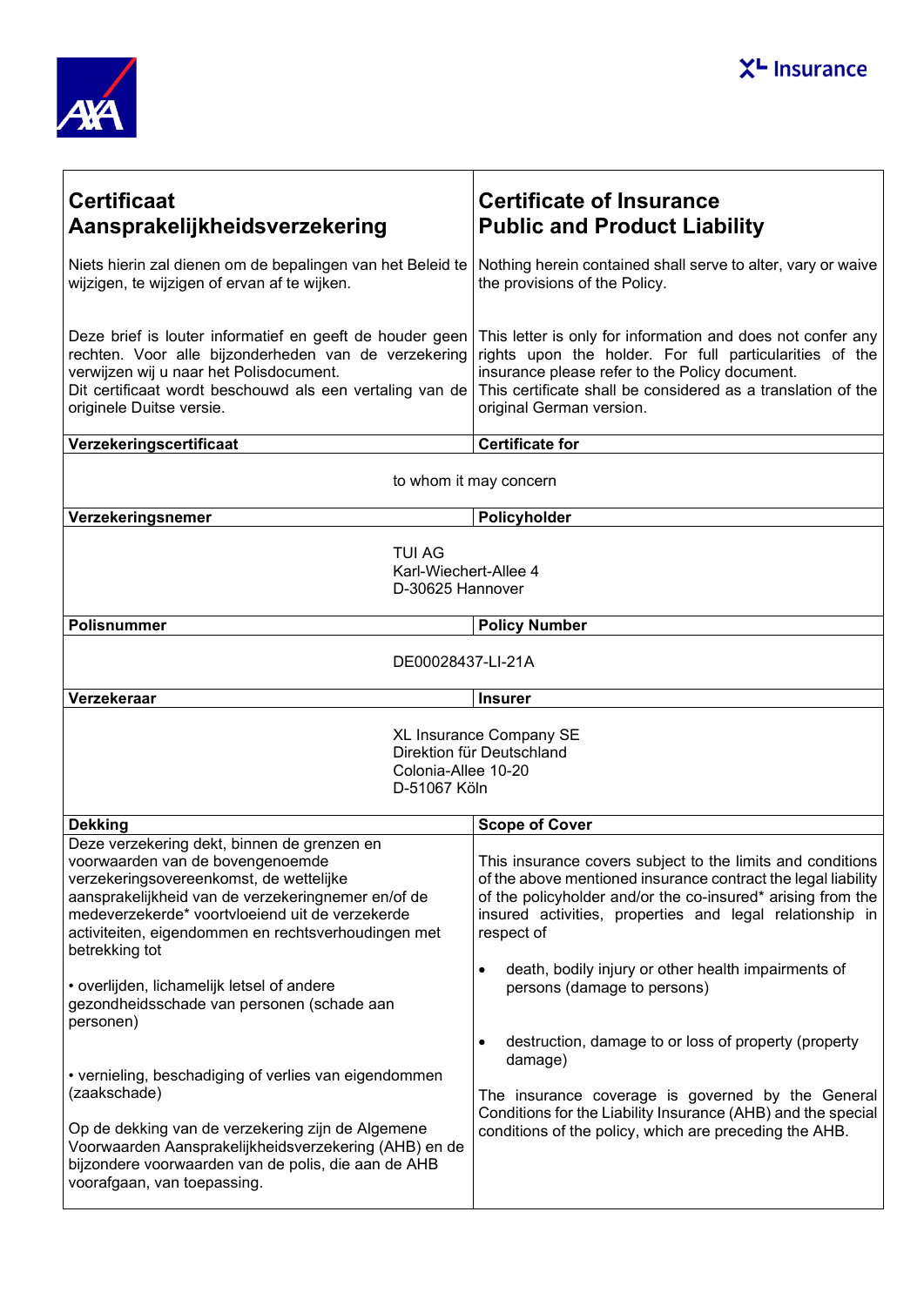AXA | XL Insurance

| **Certificaat Aansprakelijkheidsverzekering** | **Certificate of Insurance Public and Product Liability** |
|---|---|
| Niets hierin zal dienen om de bepalingen van het Beleid te wijzigen, te wijzigen of ervan af te wijken. | Nothing herein contained shall serve to alter, vary or waive the provisions of the Policy. |
| Deze brief is louter informatief en geeft de houder geen rechten. Voor alle bijzonderheden van de verzekering verwijzen wij u naar het Polisdocument. Dit certificaat wordt beschouwd als een vertaling van de originele Duitse versie. | This letter is only for information and does not confer any rights upon the holder. For full particularities of the insurance please refer to the Policy document. This certificate shall be considered as a translation of the original German version. |
| **Verzekeringscertificaat** | **Certificate for** |
| to whom it may concern | |
| **Verzekeringsnemer** | **Policyholder** |
| TUI AG<br>Karl-Wiechert-Allee 4<br>D-30625 Hannover | |
| **Polisnummer** | **Policy Number** |
| DE00028437-LI-21A | |
| **Verzekeraar** | **Insurer** |
| XL Insurance Company SE<br>Direktion für Deutschland<br>Colonia-Allee 10-20<br>D-51067 Köln | |
| **Dekking** | **Scope of Cover** |
| Deze verzekering dekt, binnen de grenzen en voorwaarden van de bovengenoemde verzekeringsovereenkomst, de wettelijke aansprakelijkheid van de verzekeringnemer en/of de medeverzekerde* voortvloeiend uit de verzekerde activiteiten, eigendommen en rechtsverhoudingen met betrekking tot<br><br>• overlijden, lichamelijk letsel of andere gezondheidsschade van personen (schade aan personen)<br><br>• vernieling, beschadiging of verlies van eigendommen (zaakschade)<br><br>Op de dekking van de verzekering zijn de Algemene Voorwaarden Aansprakelijkheidsverzekering (AHB) en de bijzondere voorwaarden van de polis, die aan de AHB voorafgaan, van toepassing. | This insurance covers subject to the limits and conditions of the above mentioned insurance contract the legal liability of the policyholder and/or the co-insured* arising from the insured activities, properties and legal relationship in respect of<br><br>• death, bodily injury or other health impairments of persons (damage to persons)<br><br>• destruction, damage to or loss of property (property damage)<br><br>The insurance coverage is governed by the General Conditions for the Liability Insurance (AHB) and the special conditions of the policy, which are preceding the AHB. |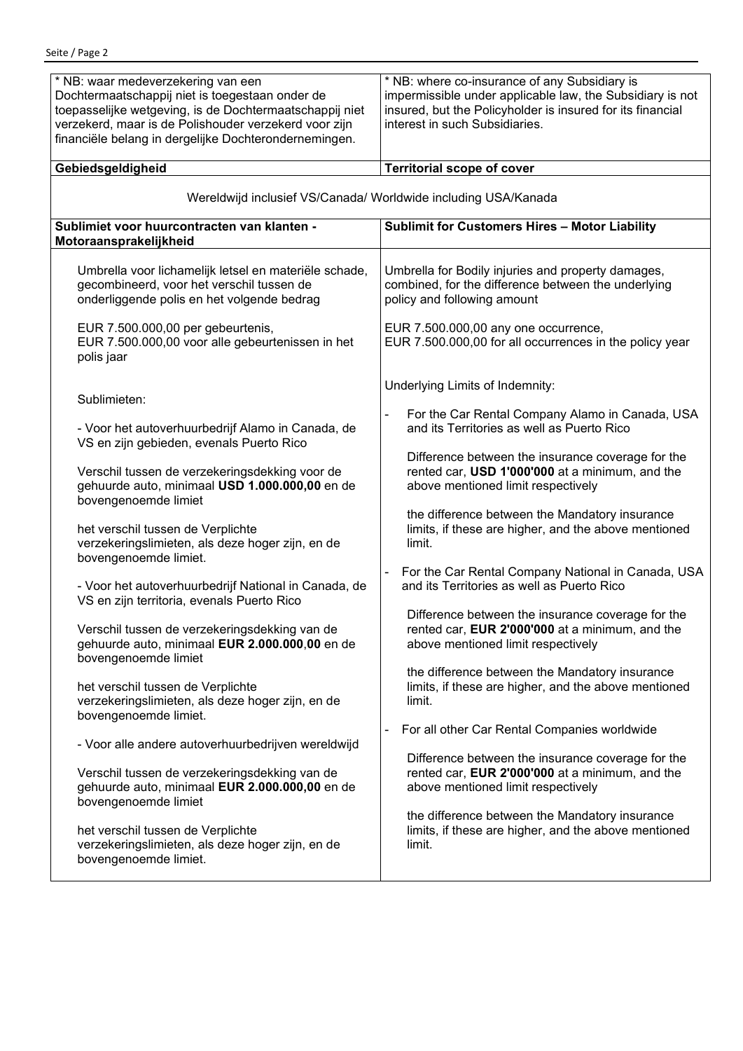| * NB: waar medeverzekering van een Dochtermaatschappij niet is toegestaan onder de toepasselijke wetgeving, is de Dochtermaatschappij niet verzekerd, maar is de Polishouder verzekerd voor zijn financiële belang in dergelijke Dochterondernemingen. | * NB: where co-insurance of any Subsidiary is impermissible under applicable law, the Subsidiary is not insured, but the Policyholder is insured for its financial interest in such Subsidiaries. |
|---|---|
| **Gebiedsgeldigheid** | **Territorial scope of cover** |
| Wereldwijd inclusief VS/Canada/ Worldwide including USA/Kanada | |
| **Sublimiet voor huurcontracten van klanten - Motoraansprakelijkheid** | **Sublimit for Customers Hires – Motor Liability** |
| Umbrella voor lichamelijk letsel en materiële schade, gecombineerd, voor het verschil tussen de onderliggende polis en het volgende bedrag<br><br>EUR 7.500.000,00 per gebeurtenis,<br>EUR 7.500.000,00 voor alle gebeurtenissen in het polis jaar<br><br>Sublimieten:<br><br>- Voor het autoverhuurbedrijf Alamo in Canada, de VS en zijn gebieden, evenals Puerto Rico<br><br>Verschil tussen de verzekeringsdekking voor de gehuurde auto, minimaal **USD 1.000.000,00** en de bovengenoemde limiet<br><br>het verschil tussen de Verplichte verzekeringslimieten, als deze hoger zijn, en de bovengenoemde limiet.<br><br>- Voor het autoverhuurbedrijf National in Canada, de VS en zijn territoria, evenals Puerto Rico<br><br>Verschil tussen de verzekeringsdekking van de gehuurde auto, minimaal **EUR 2.000.000,00** en de bovengenoemde limiet<br><br>het verschil tussen de Verplichte verzekeringslimieten, als deze hoger zijn, en de bovengenoemde limiet.<br><br>- Voor alle andere autoverhuurbedrijven wereldwijd<br><br>Verschil tussen de verzekeringsdekking van de gehuurde auto, minimaal **EUR 2.000.000,00** en de bovengenoemde limiet<br><br>het verschil tussen de Verplichte verzekeringslimieten, als deze hoger zijn, en de bovengenoemde limiet. | Umbrella for Bodily injuries and property damages, combined, for the difference between the underlying policy and following amount<br><br>EUR 7.500.000,00 any one occurrence,<br>EUR 7.500.000,00 for all occurrences in the policy year<br><br>Underlying Limits of Indemnity:<br><br>- For the Car Rental Company Alamo in Canada, USA and its Territories as well as Puerto Rico<br><br>Difference between the insurance coverage for the rented car, **USD 1'000'000** at a minimum, and the above mentioned limit respectively<br><br>the difference between the Mandatory insurance limits, if these are higher, and the above mentioned limit.<br><br>- For the Car Rental Company National in Canada, USA and its Territories as well as Puerto Rico<br><br>Difference between the insurance coverage for the rented car, **EUR 2'000'000** at a minimum, and the above mentioned limit respectively<br><br>the difference between the Mandatory insurance limits, if these are higher, and the above mentioned limit.<br><br>- For all other Car Rental Companies worldwide<br><br>Difference between the insurance coverage for the rented car, **EUR 2'000'000** at a minimum, and the above mentioned limit respectively<br><br>the difference between the Mandatory insurance limits, if these are higher, and the above mentioned limit. |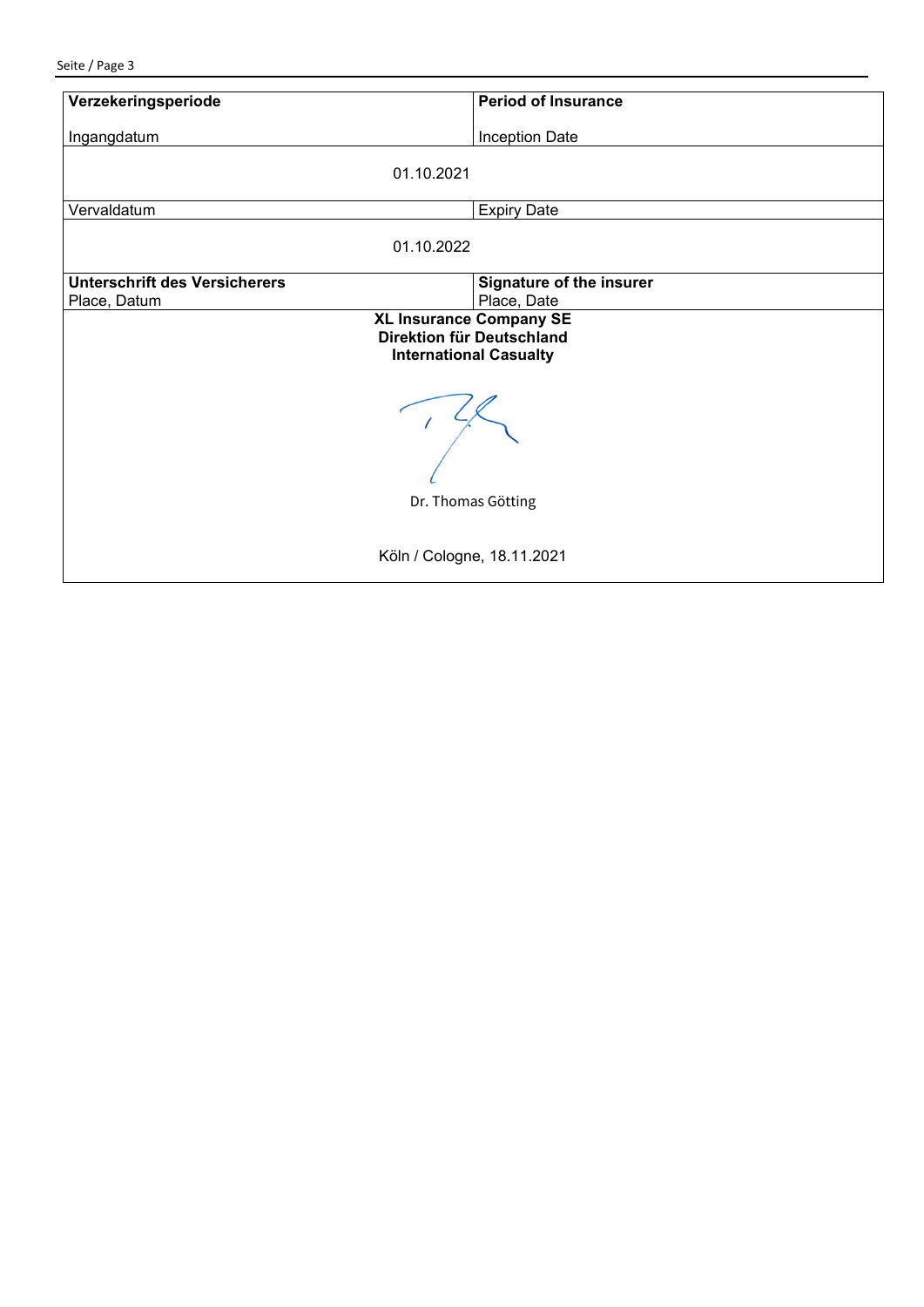| **Verzekeringsperiode** | **Period of Insurance** |
| --- | --- |
| Ingangdatum | Inception Date |
| 01.10.2021 | |
| Vervaldatum | Expiry Date |
| 01.10.2022 | |
| **Unterschrift des Versicherers**<br>Place, Datum | **Signature of the insurer**<br>Place, Date |
| **XL Insurance Company SE**<br>**Direktion für Deutschland**<br>**International Casualty**<br><br>Dr. Thomas Götting<br><br>Köln / Cologne, 18.11.2021 | |